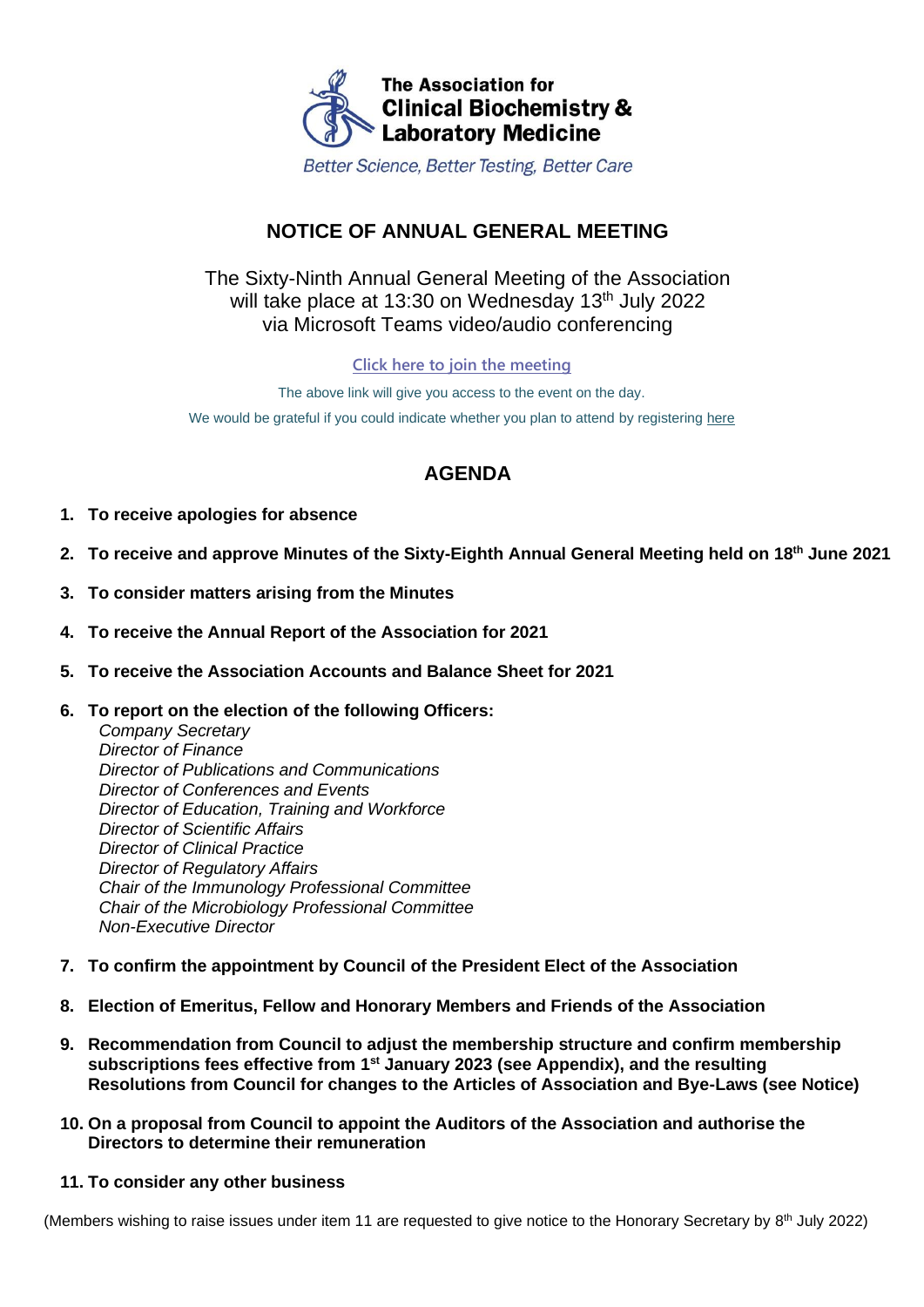The Association for Clinical Biochemistry & Laboratory Medicine

*Better Science, Better Testing, Better Care*

# NOTICE OF ANNUAL GENERAL MEETING

The Sixty-Ninth Annual General Meeting of the Association will take place at 13:30 on Wednesday 13th July 2022 via Microsoft Teams video/audio conferencing

Click here to join the meeting

The above link will give you access to the event on the day.

We would be grateful if you could indicate whether you plan to attend by registering here

## AGENDA

1. **To receive apologies for absence**
2. **To receive and approve Minutes of the Sixty-Eighth Annual General Meeting held on 18th June 2021**
3. **To consider matters arising from the Minutes**
4. **To receive the Annual Report of the Association for 2021**
5. **To receive the Association Accounts and Balance Sheet for 2021**
6. **To report on the election of the following Officers:**
   *Company Secretary*
   *Director of Finance*
   *Director of Publications and Communications*
   *Director of Conferences and Events*
   *Director of Education, Training and Workforce*
   *Director of Scientific Affairs*
   *Director of Clinical Practice*
   *Director of Regulatory Affairs*
   *Chair of the Immunology Professional Committee*
   *Chair of the Microbiology Professional Committee*
   *Non-Executive Director*
7. **To confirm the appointment by Council of the President Elect of the Association**
8. **Election of Emeritus, Fellow and Honorary Members and Friends of the Association**
9. **Recommendation from Council to adjust the membership structure and confirm membership subscriptions fees effective from 1st January 2023 (see Appendix), and the resulting Resolutions from Council for changes to the Articles of Association and Bye-Laws (see Notice)**
10. **On a proposal from Council to appoint the Auditors of the Association and authorise the Directors to determine their remuneration**
11. **To consider any other business**

(Members wishing to raise issues under item 11 are requested to give notice to the Honorary Secretary by 8th July 2022)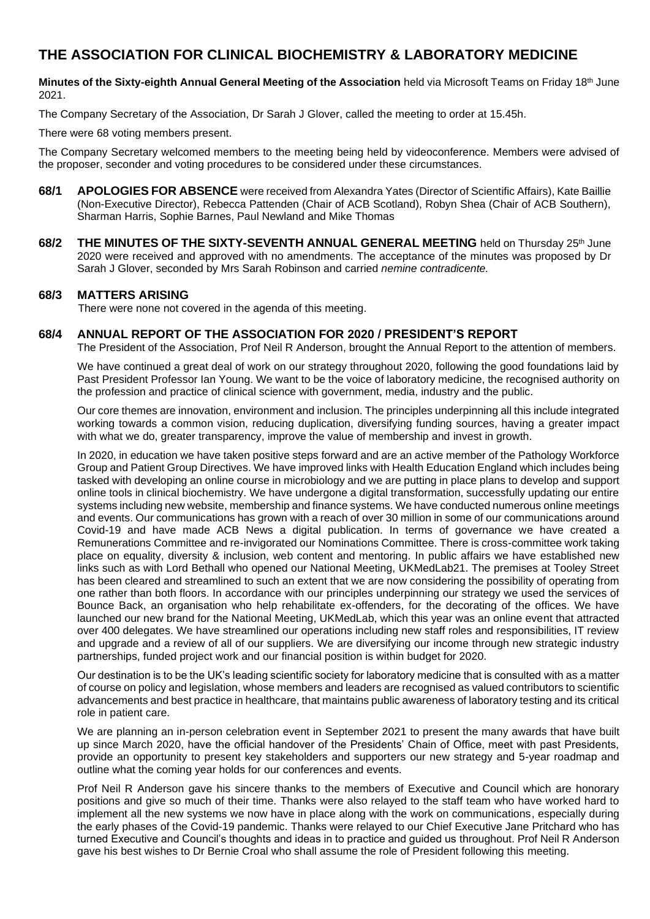# THE ASSOCIATION FOR CLINICAL BIOCHEMISTRY & LABORATORY MEDICINE

**Minutes of the Sixty-eighth Annual General Meeting of the Association** held via Microsoft Teams on Friday 18th June 2021.

The Company Secretary of the Association, Dr Sarah J Glover, called the meeting to order at 15.45h.

There were 68 voting members present.

The Company Secretary welcomed members to the meeting being held by videoconference. Members were advised of the proposer, seconder and voting procedures to be considered under these circumstances.

**68/1 APOLOGIES FOR ABSENCE** were received from Alexandra Yates (Director of Scientific Affairs), Kate Baillie (Non-Executive Director), Rebecca Pattenden (Chair of ACB Scotland), Robyn Shea (Chair of ACB Southern), Sharman Harris, Sophie Barnes, Paul Newland and Mike Thomas

**68/2 THE MINUTES OF THE SIXTY-SEVENTH ANNUAL GENERAL MEETING** held on Thursday 25th June 2020 were received and approved with no amendments. The acceptance of the minutes was proposed by Dr Sarah J Glover, seconded by Mrs Sarah Robinson and carried *nemine contradicente.*

## 68/3 MATTERS ARISING

There were none not covered in the agenda of this meeting.

## 68/4 ANNUAL REPORT OF THE ASSOCIATION FOR 2020 / PRESIDENT'S REPORT

The President of the Association, Prof Neil R Anderson, brought the Annual Report to the attention of members.

We have continued a great deal of work on our strategy throughout 2020, following the good foundations laid by Past President Professor Ian Young. We want to be the voice of laboratory medicine, the recognised authority on the profession and practice of clinical science with government, media, industry and the public.

Our core themes are innovation, environment and inclusion. The principles underpinning all this include integrated working towards a common vision, reducing duplication, diversifying funding sources, having a greater impact with what we do, greater transparency, improve the value of membership and invest in growth.

In 2020, in education we have taken positive steps forward and are an active member of the Pathology Workforce Group and Patient Group Directives. We have improved links with Health Education England which includes being tasked with developing an online course in microbiology and we are putting in place plans to develop and support online tools in clinical biochemistry. We have undergone a digital transformation, successfully updating our entire systems including new website, membership and finance systems. We have conducted numerous online meetings and events. Our communications has grown with a reach of over 30 million in some of our communications around Covid-19 and have made ACB News a digital publication. In terms of governance we have created a Remunerations Committee and re-invigorated our Nominations Committee. There is cross-committee work taking place on equality, diversity & inclusion, web content and mentoring. In public affairs we have established new links such as with Lord Bethall who opened our National Meeting, UKMedLab21. The premises at Tooley Street has been cleared and streamlined to such an extent that we are now considering the possibility of operating from one rather than both floors. In accordance with our principles underpinning our strategy we used the services of Bounce Back, an organisation who help rehabilitate ex-offenders, for the decorating of the offices. We have launched our new brand for the National Meeting, UKMedLab, which this year was an online event that attracted over 400 delegates. We have streamlined our operations including new staff roles and responsibilities, IT review and upgrade and a review of all of our suppliers. We are diversifying our income through new strategic industry partnerships, funded project work and our financial position is within budget for 2020.

Our destination is to be the UK's leading scientific society for laboratory medicine that is consulted with as a matter of course on policy and legislation, whose members and leaders are recognised as valued contributors to scientific advancements and best practice in healthcare, that maintains public awareness of laboratory testing and its critical role in patient care.

We are planning an in-person celebration event in September 2021 to present the many awards that have built up since March 2020, have the official handover of the Presidents' Chain of Office, meet with past Presidents, provide an opportunity to present key stakeholders and supporters our new strategy and 5-year roadmap and outline what the coming year holds for our conferences and events.

Prof Neil R Anderson gave his sincere thanks to the members of Executive and Council which are honorary positions and give so much of their time. Thanks were also relayed to the staff team who have worked hard to implement all the new systems we now have in place along with the work on communications, especially during the early phases of the Covid-19 pandemic. Thanks were relayed to our Chief Executive Jane Pritchard who has turned Executive and Council's thoughts and ideas in to practice and guided us throughout. Prof Neil R Anderson gave his best wishes to Dr Bernie Croal who shall assume the role of President following this meeting.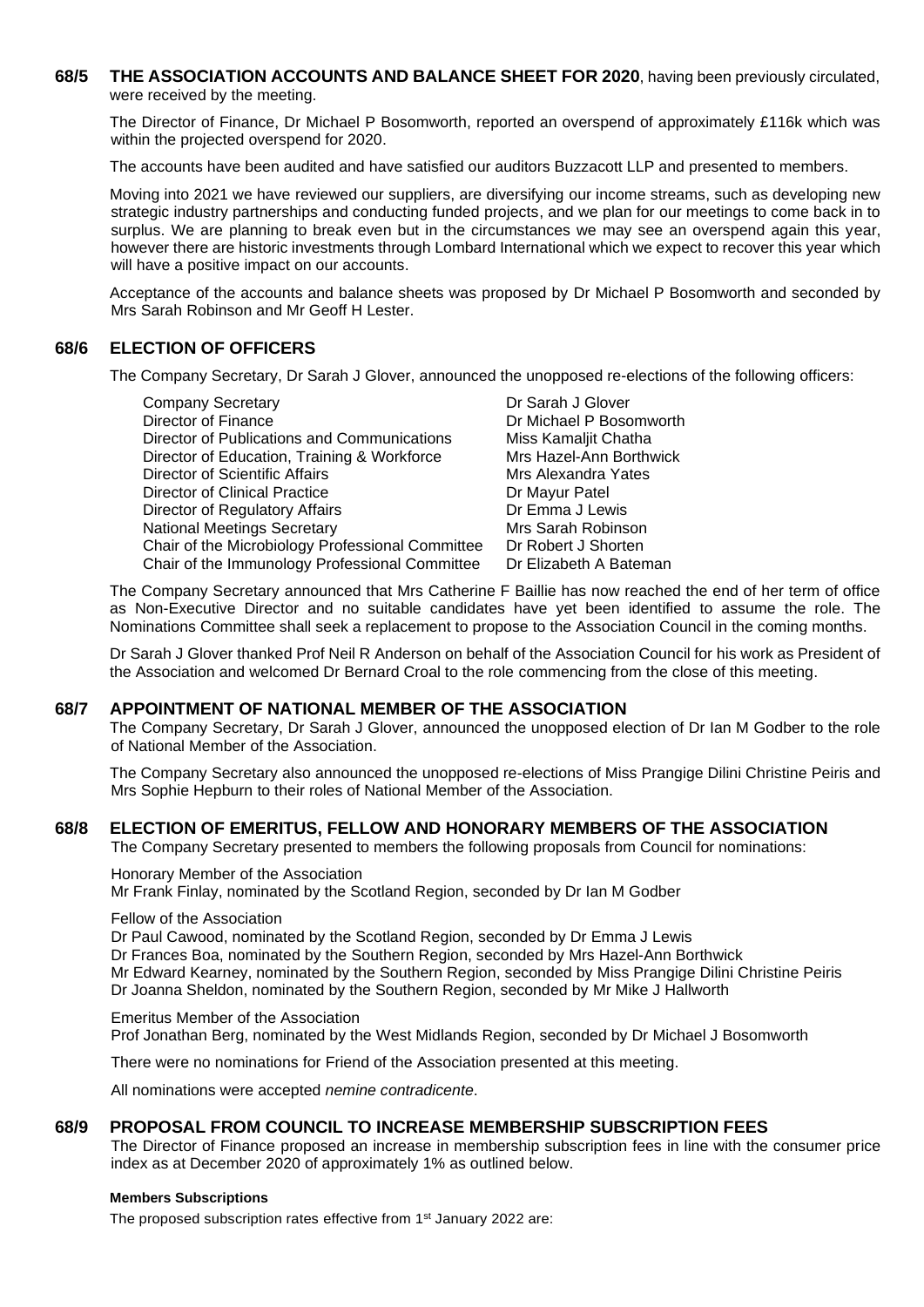**68/5 THE ASSOCIATION ACCOUNTS AND BALANCE SHEET FOR 2020**, having been previously circulated, were received by the meeting.

The Director of Finance, Dr Michael P Bosomworth, reported an overspend of approximately £116k which was within the projected overspend for 2020.

The accounts have been audited and have satisfied our auditors Buzzacott LLP and presented to members.

Moving into 2021 we have reviewed our suppliers, are diversifying our income streams, such as developing new strategic industry partnerships and conducting funded projects, and we plan for our meetings to come back in to surplus. We are planning to break even but in the circumstances we may see an overspend again this year, however there are historic investments through Lombard International which we expect to recover this year which will have a positive impact on our accounts.

Acceptance of the accounts and balance sheets was proposed by Dr Michael P Bosomworth and seconded by Mrs Sarah Robinson and Mr Geoff H Lester.

## 68/6 ELECTION OF OFFICERS

The Company Secretary, Dr Sarah J Glover, announced the unopposed re-elections of the following officers:

| | |
|---|---|
| Company Secretary | Dr Sarah J Glover |
| Director of Finance | Dr Michael P Bosomworth |
| Director of Publications and Communications | Miss Kamaljit Chatha |
| Director of Education, Training & Workforce | Mrs Hazel-Ann Borthwick |
| Director of Scientific Affairs | Mrs Alexandra Yates |
| Director of Clinical Practice | Dr Mayur Patel |
| Director of Regulatory Affairs | Dr Emma J Lewis |
| National Meetings Secretary | Mrs Sarah Robinson |
| Chair of the Microbiology Professional Committee | Dr Robert J Shorten |
| Chair of the Immunology Professional Committee | Dr Elizabeth A Bateman |

The Company Secretary announced that Mrs Catherine F Baillie has now reached the end of her term of office as Non-Executive Director and no suitable candidates have yet been identified to assume the role. The Nominations Committee shall seek a replacement to propose to the Association Council in the coming months.

Dr Sarah J Glover thanked Prof Neil R Anderson on behalf of the Association Council for his work as President of the Association and welcomed Dr Bernard Croal to the role commencing from the close of this meeting.

## 68/7 APPOINTMENT OF NATIONAL MEMBER OF THE ASSOCIATION

The Company Secretary, Dr Sarah J Glover, announced the unopposed election of Dr Ian M Godber to the role of National Member of the Association.

The Company Secretary also announced the unopposed re-elections of Miss Prangige Dilini Christine Peiris and Mrs Sophie Hepburn to their roles of National Member of the Association.

## 68/8 ELECTION OF EMERITUS, FELLOW AND HONORARY MEMBERS OF THE ASSOCIATION

The Company Secretary presented to members the following proposals from Council for nominations:

Honorary Member of the Association
Mr Frank Finlay, nominated by the Scotland Region, seconded by Dr Ian M Godber

Fellow of the Association
Dr Paul Cawood, nominated by the Scotland Region, seconded by Dr Emma J Lewis
Dr Frances Boa, nominated by the Southern Region, seconded by Mrs Hazel-Ann Borthwick
Mr Edward Kearney, nominated by the Southern Region, seconded by Miss Prangige Dilini Christine Peiris
Dr Joanna Sheldon, nominated by the Southern Region, seconded by Mr Mike J Hallworth

Emeritus Member of the Association
Prof Jonathan Berg, nominated by the West Midlands Region, seconded by Dr Michael J Bosomworth

There were no nominations for Friend of the Association presented at this meeting.

All nominations were accepted *nemine contradicente*.

## 68/9 PROPOSAL FROM COUNCIL TO INCREASE MEMBERSHIP SUBSCRIPTION FEES

The Director of Finance proposed an increase in membership subscription fees in line with the consumer price index as at December 2020 of approximately 1% as outlined below.

**Members Subscriptions**

The proposed subscription rates effective from 1st January 2022 are: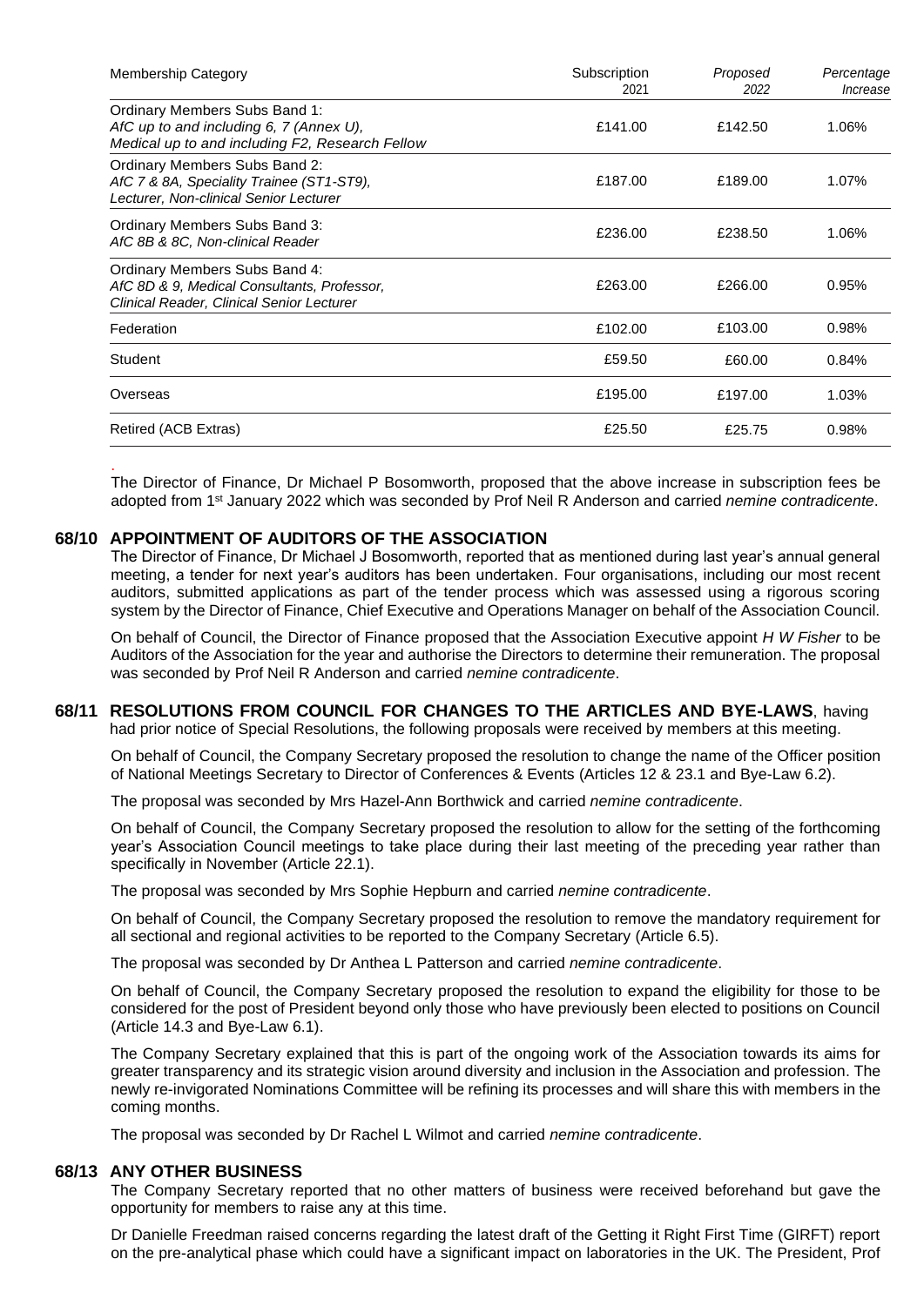| Membership Category | Subscription 2021 | *Proposed 2022* | *Percentage Increase* |
|---|---|---|---|
| Ordinary Members Subs Band 1: *AfC up to and including 6, 7 (Annex U), Medical up to and including F2, Research Fellow* | £141.00 | £142.50 | 1.06% |
| Ordinary Members Subs Band 2: *AfC 7 & 8A, Speciality Trainee (ST1-ST9), Lecturer, Non-clinical Senior Lecturer* | £187.00 | £189.00 | 1.07% |
| Ordinary Members Subs Band 3: *AfC 8B & 8C, Non-clinical Reader* | £236.00 | £238.50 | 1.06% |
| Ordinary Members Subs Band 4: *AfC 8D & 9, Medical Consultants, Professor, Clinical Reader, Clinical Senior Lecturer* | £263.00 | £266.00 | 0.95% |
| Federation | £102.00 | £103.00 | 0.98% |
| Student | £59.50 | £60.00 | 0.84% |
| Overseas | £195.00 | £197.00 | 1.03% |
| Retired (ACB Extras) | £25.50 | £25.75 | 0.98% |

The Director of Finance, Dr Michael P Bosomworth, proposed that the above increase in subscription fees be adopted from 1st January 2022 which was seconded by Prof Neil R Anderson and carried *nemine contradicente*.

## 68/10 APPOINTMENT OF AUDITORS OF THE ASSOCIATION

The Director of Finance, Dr Michael J Bosomworth, reported that as mentioned during last year's annual general meeting, a tender for next year's auditors has been undertaken. Four organisations, including our most recent auditors, submitted applications as part of the tender process which was assessed using a rigorous scoring system by the Director of Finance, Chief Executive and Operations Manager on behalf of the Association Council.

On behalf of Council, the Director of Finance proposed that the Association Executive appoint *H W Fisher* to be Auditors of the Association for the year and authorise the Directors to determine their remuneration. The proposal was seconded by Prof Neil R Anderson and carried *nemine contradicente*.

## 68/11 RESOLUTIONS FROM COUNCIL FOR CHANGES TO THE ARTICLES AND BYE-LAWS, having had prior notice of Special Resolutions, the following proposals were received by members at this meeting.

On behalf of Council, the Company Secretary proposed the resolution to change the name of the Officer position of National Meetings Secretary to Director of Conferences & Events (Articles 12 & 23.1 and Bye-Law 6.2).

The proposal was seconded by Mrs Hazel-Ann Borthwick and carried *nemine contradicente*.

On behalf of Council, the Company Secretary proposed the resolution to allow for the setting of the forthcoming year's Association Council meetings to take place during their last meeting of the preceding year rather than specifically in November (Article 22.1).

The proposal was seconded by Mrs Sophie Hepburn and carried *nemine contradicente*.

On behalf of Council, the Company Secretary proposed the resolution to remove the mandatory requirement for all sectional and regional activities to be reported to the Company Secretary (Article 6.5).

The proposal was seconded by Dr Anthea L Patterson and carried *nemine contradicente*.

On behalf of Council, the Company Secretary proposed the resolution to expand the eligibility for those to be considered for the post of President beyond only those who have previously been elected to positions on Council (Article 14.3 and Bye-Law 6.1).

The Company Secretary explained that this is part of the ongoing work of the Association towards its aims for greater transparency and its strategic vision around diversity and inclusion in the Association and profession. The newly re-invigorated Nominations Committee will be refining its processes and will share this with members in the coming months.

The proposal was seconded by Dr Rachel L Wilmot and carried *nemine contradicente*.

## 68/13 ANY OTHER BUSINESS

The Company Secretary reported that no other matters of business were received beforehand but gave the opportunity for members to raise any at this time.

Dr Danielle Freedman raised concerns regarding the latest draft of the Getting it Right First Time (GIRFT) report on the pre-analytical phase which could have a significant impact on laboratories in the UK. The President, Prof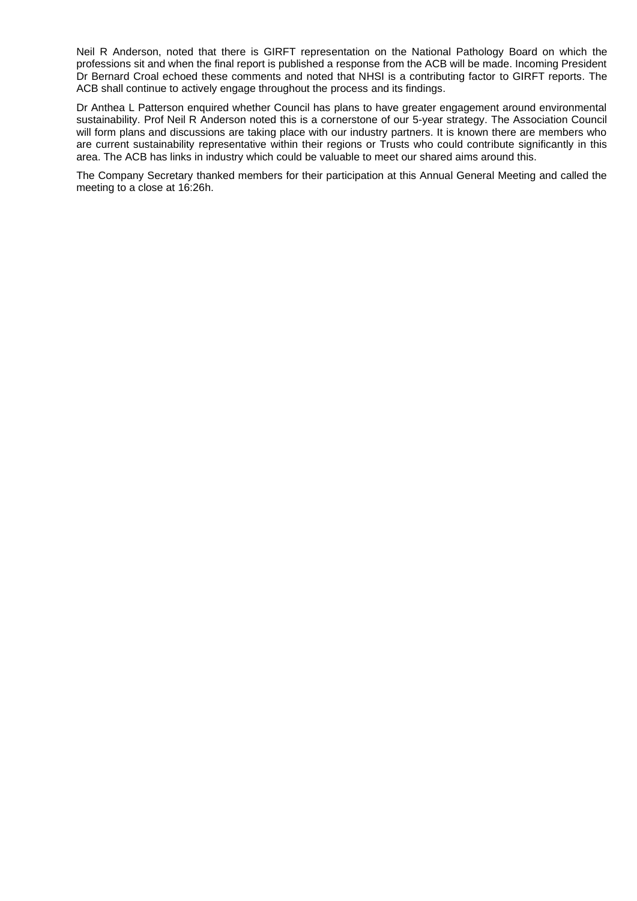Neil R Anderson, noted that there is GIRFT representation on the National Pathology Board on which the professions sit and when the final report is published a response from the ACB will be made. Incoming President Dr Bernard Croal echoed these comments and noted that NHSI is a contributing factor to GIRFT reports. The ACB shall continue to actively engage throughout the process and its findings.

Dr Anthea L Patterson enquired whether Council has plans to have greater engagement around environmental sustainability. Prof Neil R Anderson noted this is a cornerstone of our 5-year strategy. The Association Council will form plans and discussions are taking place with our industry partners. It is known there are members who are current sustainability representative within their regions or Trusts who could contribute significantly in this area. The ACB has links in industry which could be valuable to meet our shared aims around this.

The Company Secretary thanked members for their participation at this Annual General Meeting and called the meeting to a close at 16:26h.